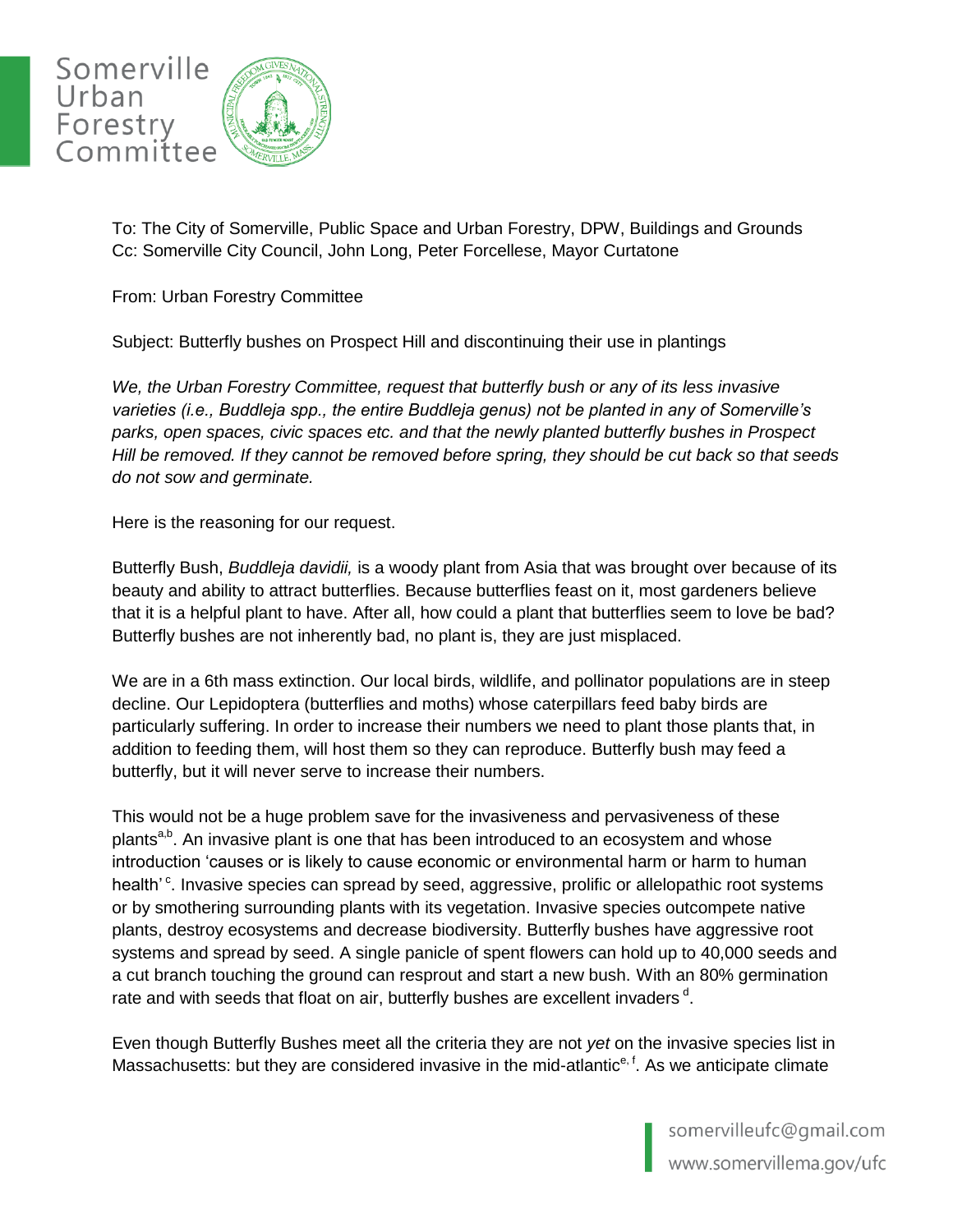# Somerville Urban Forestry Committee

To: The City of Somerville, Public Space and Urban Forestry, DPW, Buildings and Grounds
Cc: Somerville City Council, John Long, Peter Forcellese, Mayor Curtatone

From: Urban Forestry Committee

Subject: Butterfly bushes on Prospect Hill and discontinuing their use in plantings

*We, the Urban Forestry Committee, request that butterfly bush or any of its less invasive varieties (i.e., Buddleja spp., the entire Buddleja genus) not be planted in any of Somerville's parks, open spaces, civic spaces etc. and that the newly planted butterfly bushes in Prospect Hill be removed. If they cannot be removed before spring, they should be cut back so that seeds do not sow and germinate.*

Here is the reasoning for our request.

Butterfly Bush, *Buddleja davidii,* is a woody plant from Asia that was brought over because of its beauty and ability to attract butterflies. Because butterflies feast on it, most gardeners believe that it is a helpful plant to have. After all, how could a plant that butterflies seem to love be bad? Butterfly bushes are not inherently bad, no plant is, they are just misplaced.

We are in a 6th mass extinction. Our local birds, wildlife, and pollinator populations are in steep decline. Our Lepidoptera (butterflies and moths) whose caterpillars feed baby birds are particularly suffering. In order to increase their numbers we need to plant those plants that, in addition to feeding them, will host them so they can reproduce. Butterfly bush may feed a butterfly, but it will never serve to increase their numbers.

This would not be a huge problem save for the invasiveness and pervasiveness of these plants[a,b]. An invasive plant is one that has been introduced to an ecosystem and whose introduction 'causes or is likely to cause economic or environmental harm or harm to human health'[c]. Invasive species can spread by seed, aggressive, prolific or allelopathic root systems or by smothering surrounding plants with its vegetation. Invasive species outcompete native plants, destroy ecosystems and decrease biodiversity. Butterfly bushes have aggressive root systems and spread by seed. A single panicle of spent flowers can hold up to 40,000 seeds and a cut branch touching the ground can resprout and start a new bush. With an 80% germination rate and with seeds that float on air, butterfly bushes are excellent invaders[d].

Even though Butterfly Bushes meet all the criteria they are not *yet* on the invasive species list in Massachusetts: but they are considered invasive in the mid-atlantic[e, f]. As we anticipate climate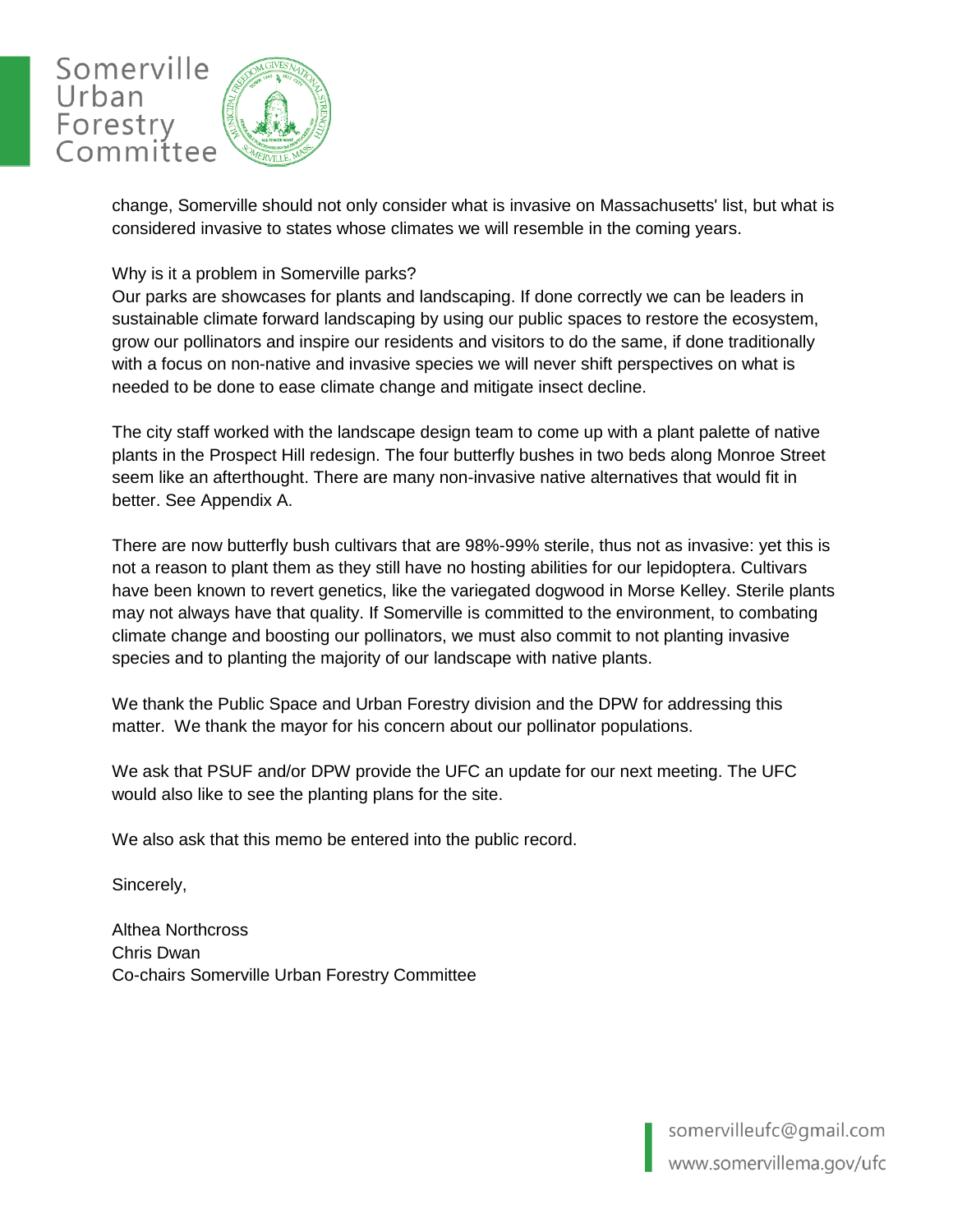change, Somerville should not only consider what is invasive on Massachusetts' list, but what is considered invasive to states whose climates we will resemble in the coming years.

Why is it a problem in Somerville parks?
Our parks are showcases for plants and landscaping. If done correctly we can be leaders in sustainable climate forward landscaping by using our public spaces to restore the ecosystem, grow our pollinators and inspire our residents and visitors to do the same, if done traditionally with a focus on non-native and invasive species we will never shift perspectives on what is needed to be done to ease climate change and mitigate insect decline.

The city staff worked with the landscape design team to come up with a plant palette of native plants in the Prospect Hill redesign. The four butterfly bushes in two beds along Monroe Street seem like an afterthought. There are many non-invasive native alternatives that would fit in better. See Appendix A.

There are now butterfly bush cultivars that are 98%-99% sterile, thus not as invasive: yet this is not a reason to plant them as they still have no hosting abilities for our lepidoptera. Cultivars have been known to revert genetics, like the variegated dogwood in Morse Kelley. Sterile plants may not always have that quality. If Somerville is committed to the environment, to combating climate change and boosting our pollinators, we must also commit to not planting invasive species and to planting the majority of our landscape with native plants.

We thank the Public Space and Urban Forestry division and the DPW for addressing this matter. We thank the mayor for his concern about our pollinator populations.

We ask that PSUF and/or DPW provide the UFC an update for our next meeting. The UFC would also like to see the planting plans for the site.

We also ask that this memo be entered into the public record.

Sincerely,

Althea Northcross
Chris Dwan
Co-chairs Somerville Urban Forestry Committee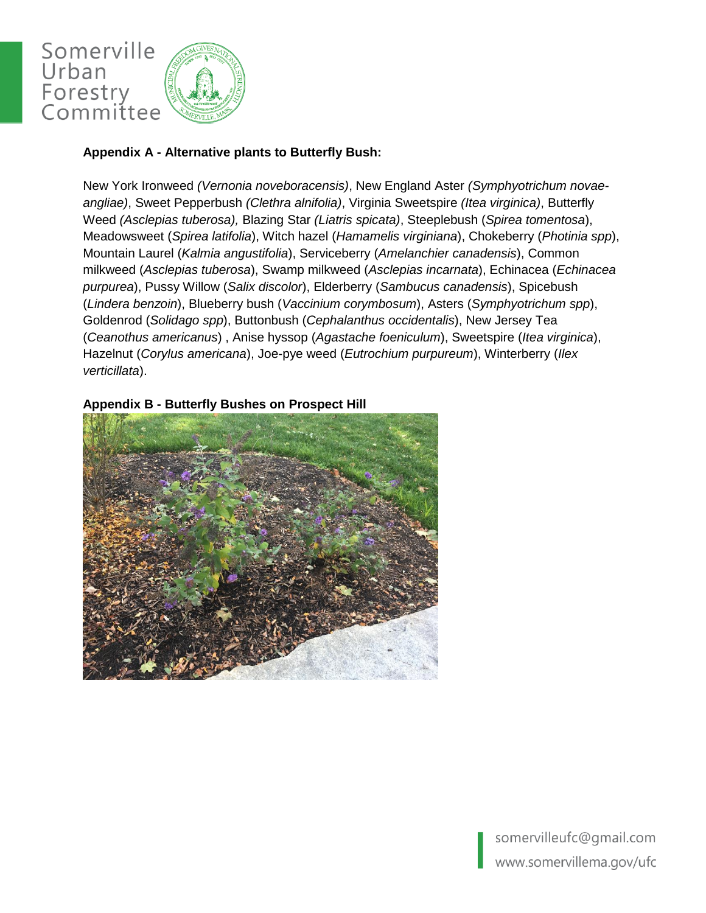**Appendix A - Alternative plants to Butterfly Bush:**

New York Ironweed *(Vernonia noveboracensis)*, New England Aster *(Symphyotrichum novae-angliae)*, Sweet Pepperbush *(Clethra alnifolia)*, Virginia Sweetspire *(Itea virginica)*, Butterfly Weed *(Asclepias tuberosa),* Blazing Star *(Liatris spicata)*, Steeplebush (*Spirea tomentosa*), Meadowsweet (*Spirea latifolia*), Witch hazel (*Hamamelis virginiana*), Chokeberry (*Photinia spp*), Mountain Laurel (*Kalmia angustifolia*), Serviceberry (*Amelanchier canadensis*), Common milkweed (*Asclepias tuberosa*), Swamp milkweed (*Asclepias incarnata*), Echinacea (*Echinacea purpurea*), Pussy Willow (*Salix discolor*), Elderberry (*Sambucus canadensis*), Spicebush (*Lindera benzoin*), Blueberry bush (*Vaccinium corymbosum*), Asters (*Symphyotrichum spp*), Goldenrod (*Solidago spp*), Buttonbush (*Cephalanthus occidentalis*), New Jersey Tea (*Ceanothus americanus*) , Anise hyssop (*Agastache foeniculum*), Sweetspire (*Itea virginica*), Hazelnut (*Corylus americana*), Joe-pye weed (*Eutrochium purpureum*), Winterberry (*Ilex verticillata*).

**Appendix B - Butterfly Bushes on Prospect Hill**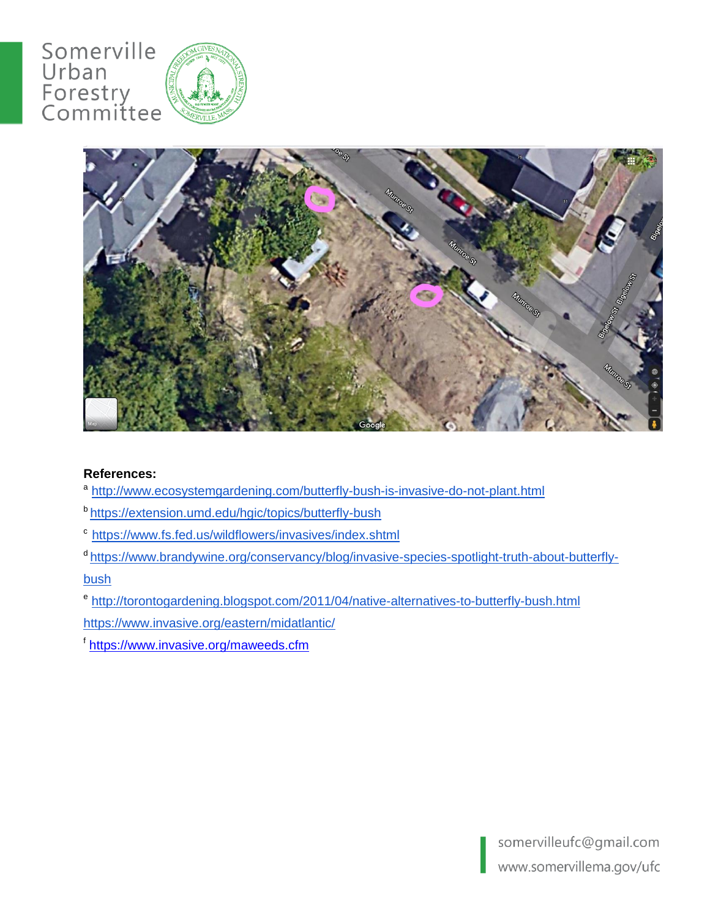**References:**

[a] http://www.ecosystemgardening.com/butterfly-bush-is-invasive-do-not-plant.html

[b] https://extension.umd.edu/hgic/topics/butterfly-bush

[c] https://www.fs.fed.us/wildflowers/invasives/index.shtml

[d] https://www.brandywine.org/conservancy/blog/invasive-species-spotlight-truth-about-butterfly-bush

[e] http://torontogardening.blogspot.com/2011/04/native-alternatives-to-butterfly-bush.html

https://www.invasive.org/eastern/midatlantic/

[f] https://www.invasive.org/maweeds.cfm